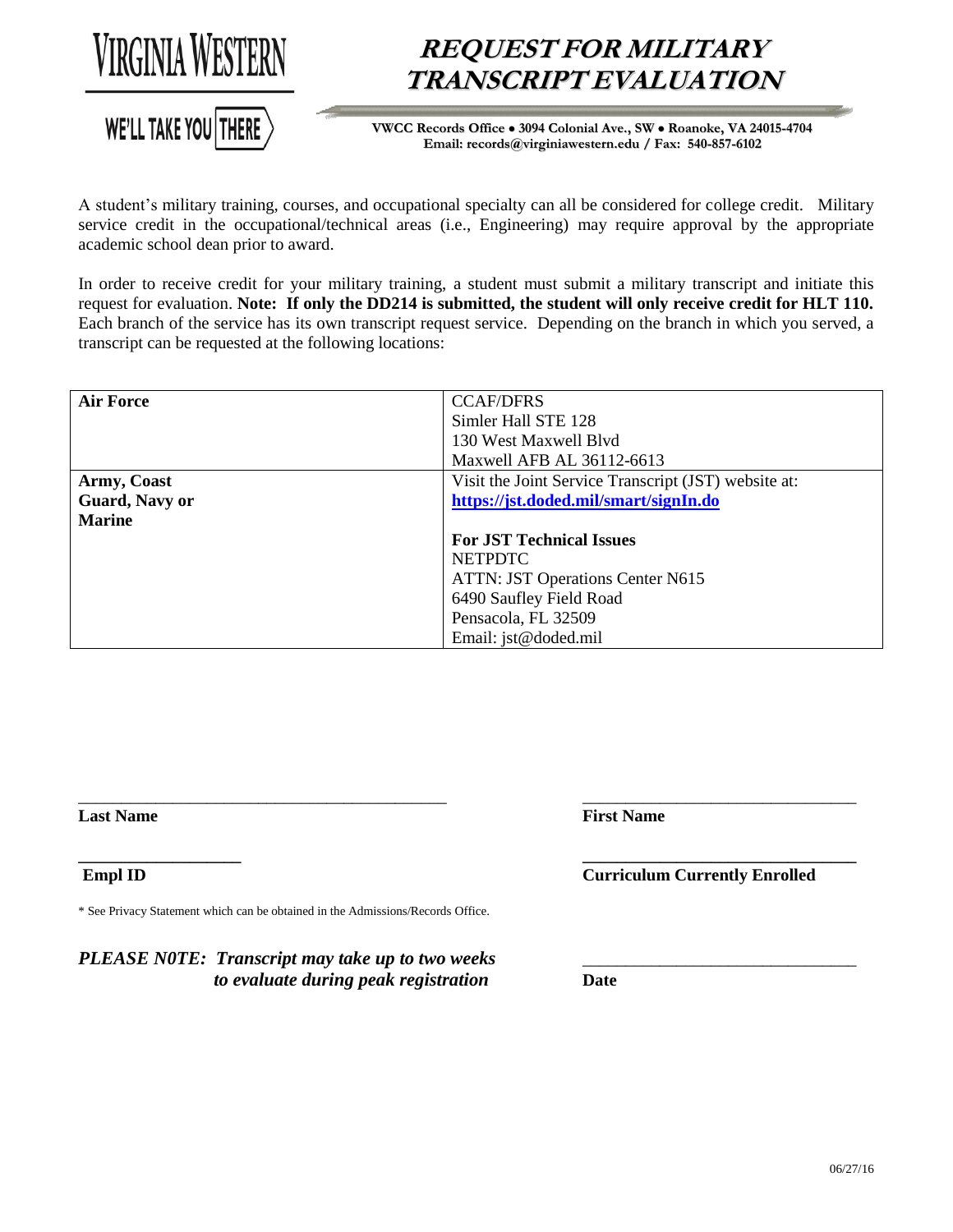VIRGINIA WESTERN

WE'LL TAKE YOU THERE

# REQUEST FOR MILITARY TRANSCRIPT EVALUATION

**VWCC Records Office • 3094 Colonial Ave., SW • Roanoke, VA 24015-4704**
**Email: records@virginiawestern.edu / Fax: 540-857-6102**

A student's military training, courses, and occupational specialty can all be considered for college credit. Military service credit in the occupational/technical areas (i.e., Engineering) may require approval by the appropriate academic school dean prior to award.

In order to receive credit for your military training, a student must submit a military transcript and initiate this request for evaluation. **Note: If only the DD214 is submitted, the student will only receive credit for HLT 110.** Each branch of the service has its own transcript request service. Depending on the branch in which you served, a transcript can be requested at the following locations:

| Branch | Location |
|---|---|
| **Air Force** | CCAF/DFRS<br>Simler Hall STE 128<br>130 West Maxwell Blvd<br>Maxwell AFB AL 36112-6613 |
| **Army, Coast Guard, Navy or Marine** | Visit the Joint Service Transcript (JST) website at:<br>**https://jst.doded.mil/smart/signIn.do**<br><br>**For JST Technical Issues**<br>NETPDTC<br>ATTN: JST Operations Center N615<br>6490 Saufley Field Road<br>Pensacola, FL 32509<br>Email: jst@doded.mil |

\_\_\_\_\_\_\_\_\_\_\_\_\_\_\_\_\_\_\_\_\_\_\_\_\_\_\_\_\_\_\_\_\_\_\_\_\_\_\_\_\_\_\_\_
**Last Name**

\_\_\_\_\_\_\_\_\_\_\_\_\_\_\_\_\_\_\_\_\_\_\_\_\_\_\_\_\_\_\_\_
**First Name**

\_\_\_\_\_\_\_\_\_\_\_\_\_\_\_\_\_\_\_
**Empl ID**

\_\_\_\_\_\_\_\_\_\_\_\_\_\_\_\_\_\_\_\_\_\_\_\_\_\_\_\_\_\_\_\_
**Curriculum Currently Enrolled**

\* See Privacy Statement which can be obtained in the Admissions/Records Office.

***PLEASE N0TE: Transcript may take up to two weeks to evaluate during peak registration***

\_\_\_\_\_\_\_\_\_\_\_\_\_\_\_\_\_\_\_\_\_\_\_\_\_\_\_\_\_\_\_\_
**Date**

06/27/16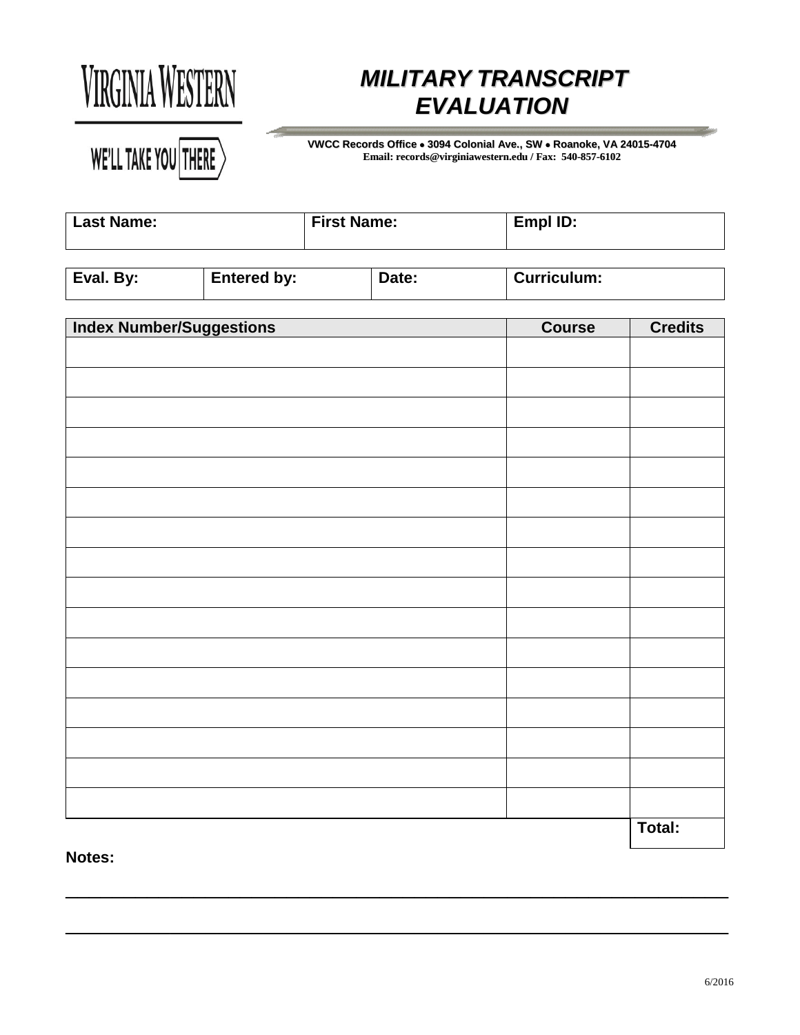VIRGINIA WESTERN

WE'LL TAKE YOU THERE

# *MILITARY TRANSCRIPT EVALUATION*

**VWCC Records Office • 3094 Colonial Ave., SW • Roanoke, VA 24015-4704**
**Email: records@virginiawestern.edu / Fax: 540-857-6102**

| Last Name: | First Name: | Empl ID: |
|---|---|---|

| Eval. By: | Entered by: | Date: | Curriculum: |
|---|---|---|---|

| Index Number/Suggestions | Course | Credits |
|---|---|---|
| | | |
| | | |
| | | |
| | | |
| | | |
| | | |
| | | |
| | | |
| | | |
| | | |
| | | |
| | | |
| | | |
| | | |
| | | |
| | | |
| | | Total: |

**Notes:**

\_\_\_\_\_\_\_\_\_\_\_\_\_\_\_\_\_\_\_\_\_\_\_\_\_\_\_\_\_\_\_\_\_\_\_\_\_\_\_\_\_\_\_\_\_\_\_\_\_\_\_\_\_\_\_\_\_\_\_\_

\_\_\_\_\_\_\_\_\_\_\_\_\_\_\_\_\_\_\_\_\_\_\_\_\_\_\_\_\_\_\_\_\_\_\_\_\_\_\_\_\_\_\_\_\_\_\_\_\_\_\_\_\_\_\_\_\_\_\_\_

6/2016